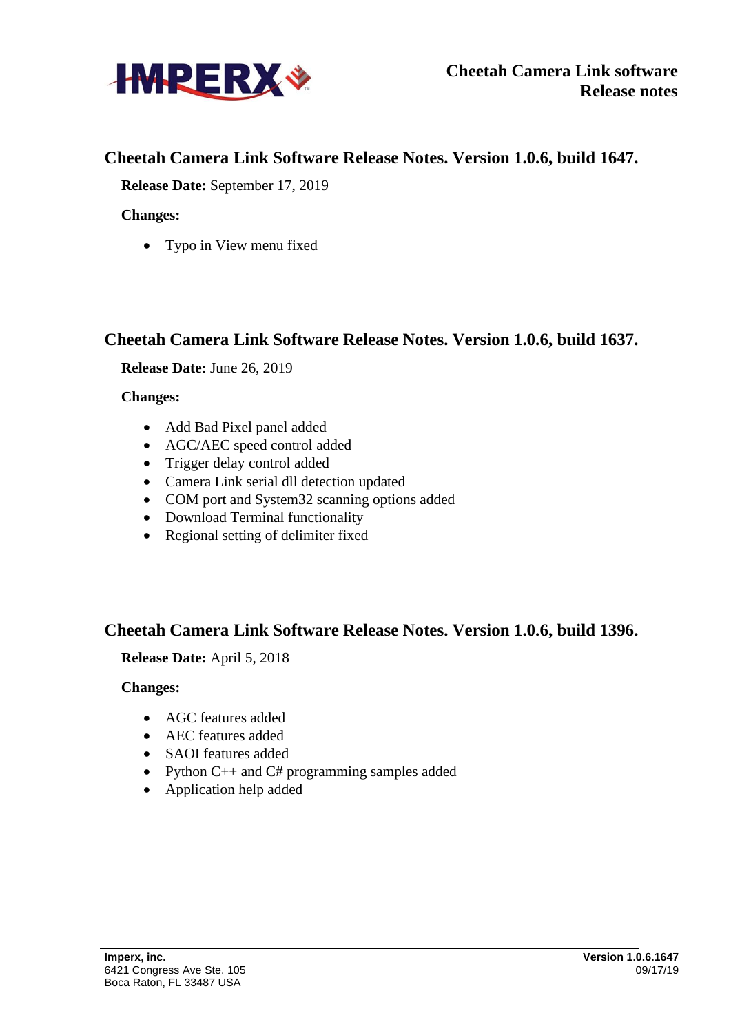## Cheetah Camera Link Software Release Notes. Version 1.0.6, build 1647.

**Release Date:** September 17, 2019

**Changes:**

- Typo in View menu fixed

## Cheetah Camera Link Software Release Notes. Version 1.0.6, build 1637.

**Release Date:** June 26, 2019

**Changes:**

- Add Bad Pixel panel added
- AGC/AEC speed control added
- Trigger delay control added
- Camera Link serial dll detection updated
- COM port and System32 scanning options added
- Download Terminal functionality
- Regional setting of delimiter fixed

## Cheetah Camera Link Software Release Notes. Version 1.0.6, build 1396.

**Release Date:** April 5, 2018

**Changes:**

- AGC features added
- AEC features added
- SAOI features added
- Python C++ and C# programming samples added
- Application help added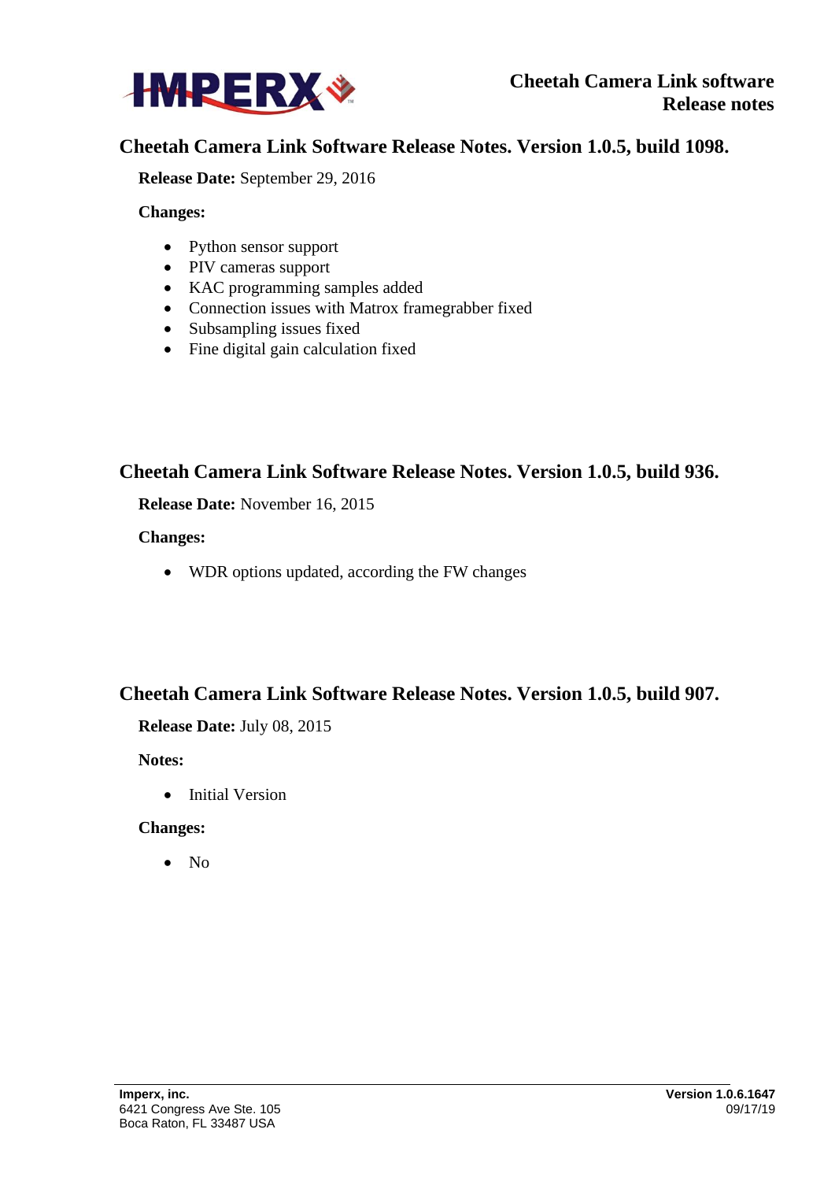## Cheetah Camera Link Software Release Notes. Version 1.0.5, build 1098.

**Release Date:** September 29, 2016

**Changes:**

- Python sensor support
- PIV cameras support
- KAC programming samples added
- Connection issues with Matrox framegrabber fixed
- Subsampling issues fixed
- Fine digital gain calculation fixed

## Cheetah Camera Link Software Release Notes. Version 1.0.5, build 936.

**Release Date:** November 16, 2015

**Changes:**

- WDR options updated, according the FW changes

## Cheetah Camera Link Software Release Notes. Version 1.0.5, build 907.

**Release Date:** July 08, 2015

**Notes:**

- Initial Version

**Changes:**

- No